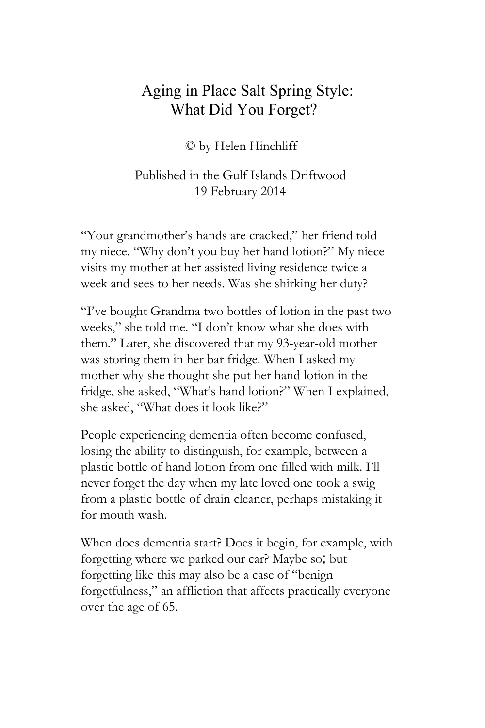# Aging in Place Salt Spring Style: What Did You Forget?

© by Helen Hinchliff

Published in the Gulf Islands Driftwood
19 February 2014

"Your grandmother's hands are cracked," her friend told my niece. "Why don't you buy her hand lotion?" My niece visits my mother at her assisted living residence twice a week and sees to her needs. Was she shirking her duty?

"I've bought Grandma two bottles of lotion in the past two weeks," she told me. "I don't know what she does with them." Later, she discovered that my 93-year-old mother was storing them in her bar fridge. When I asked my mother why she thought she put her hand lotion in the fridge, she asked, "What's hand lotion?" When I explained, she asked, "What does it look like?"

People experiencing dementia often become confused, losing the ability to distinguish, for example, between a plastic bottle of hand lotion from one filled with milk. I'll never forget the day when my late loved one took a swig from a plastic bottle of drain cleaner, perhaps mistaking it for mouth wash.

When does dementia start? Does it begin, for example, with forgetting where we parked our car? Maybe so; but forgetting like this may also be a case of "benign forgetfulness," an affliction that affects practically everyone over the age of 65.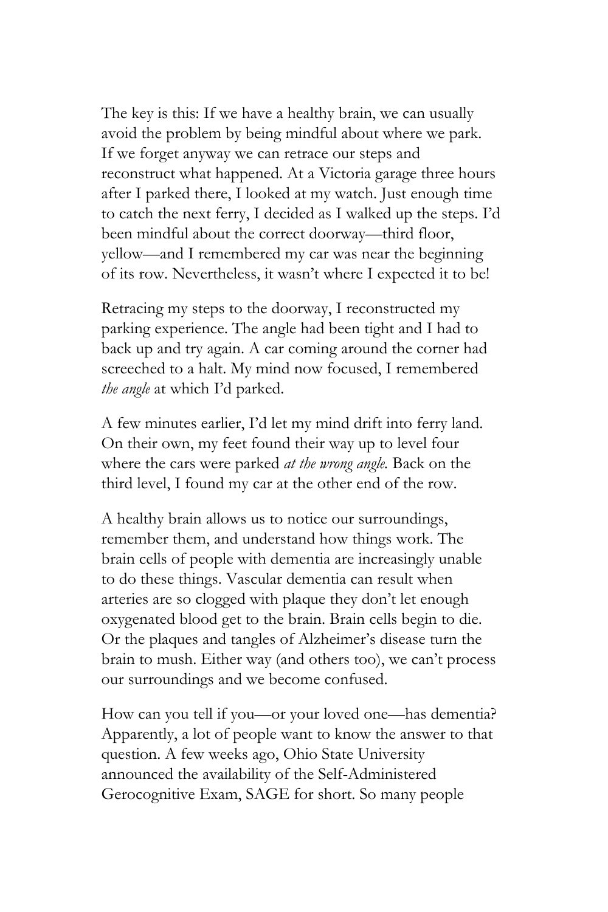The key is this: If we have a healthy brain, we can usually avoid the problem by being mindful about where we park. If we forget anyway we can retrace our steps and reconstruct what happened. At a Victoria garage three hours after I parked there, I looked at my watch. Just enough time to catch the next ferry, I decided as I walked up the steps. I'd been mindful about the correct doorway—third floor, yellow—and I remembered my car was near the beginning of its row. Nevertheless, it wasn't where I expected it to be!

Retracing my steps to the doorway, I reconstructed my parking experience. The angle had been tight and I had to back up and try again. A car coming around the corner had screeched to a halt. My mind now focused, I remembered *the angle* at which I'd parked.

A few minutes earlier, I'd let my mind drift into ferry land. On their own, my feet found their way up to level four where the cars were parked *at the wrong angle.* Back on the third level, I found my car at the other end of the row.

A healthy brain allows us to notice our surroundings, remember them, and understand how things work. The brain cells of people with dementia are increasingly unable to do these things. Vascular dementia can result when arteries are so clogged with plaque they don't let enough oxygenated blood get to the brain. Brain cells begin to die. Or the plaques and tangles of Alzheimer's disease turn the brain to mush. Either way (and others too), we can't process our surroundings and we become confused.

How can you tell if you—or your loved one—has dementia? Apparently, a lot of people want to know the answer to that question. A few weeks ago, Ohio State University announced the availability of the Self-Administered Gerocognitive Exam, SAGE for short. So many people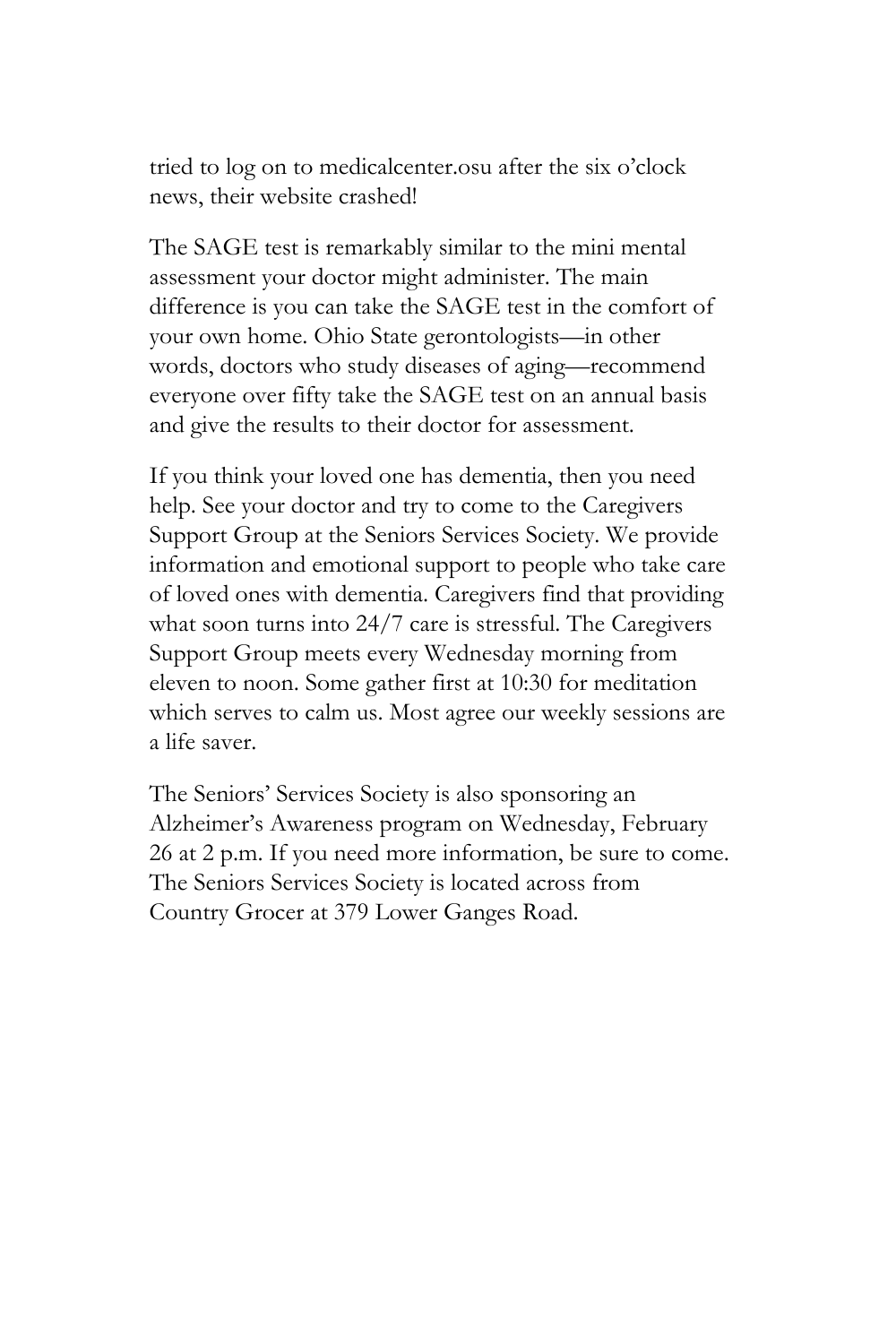tried to log on to medicalcenter.osu after the six o'clock news, their website crashed!

The SAGE test is remarkably similar to the mini mental assessment your doctor might administer. The main difference is you can take the SAGE test in the comfort of your own home. Ohio State gerontologists—in other words, doctors who study diseases of aging—recommend everyone over fifty take the SAGE test on an annual basis and give the results to their doctor for assessment.

If you think your loved one has dementia, then you need help. See your doctor and try to come to the Caregivers Support Group at the Seniors Services Society. We provide information and emotional support to people who take care of loved ones with dementia. Caregivers find that providing what soon turns into 24/7 care is stressful. The Caregivers Support Group meets every Wednesday morning from eleven to noon. Some gather first at 10:30 for meditation which serves to calm us. Most agree our weekly sessions are a life saver.

The Seniors' Services Society is also sponsoring an Alzheimer's Awareness program on Wednesday, February 26 at 2 p.m. If you need more information, be sure to come. The Seniors Services Society is located across from Country Grocer at 379 Lower Ganges Road.